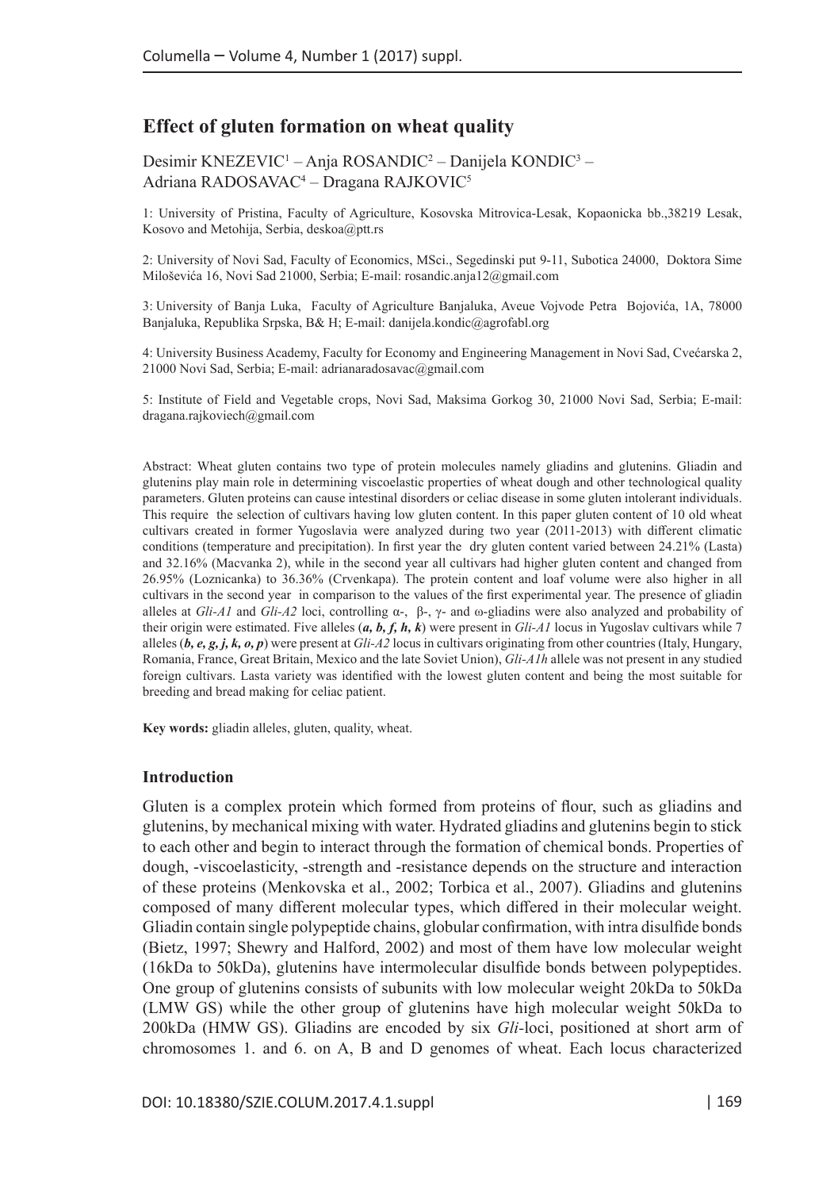# Effect of gluten formation on wheat quality

Desimir KNEZEVIC[1] – Anja ROSANDIC[2] – Danijela KONDIC[3] – Adriana RADOSAVAC[4] – Dragana RAJKOVIC[5]

1: University of Pristina, Faculty of Agriculture, Kosovska Mitrovica-Lesak, Kopaonicka bb.,38219 Lesak, Kosovo and Metohija, Serbia, deskoa@ptt.rs

2: University of Novi Sad, Faculty of Economics, MSci., Segedinski put 9-11, Subotica 24000, Doktora Sime Miloševića 16, Novi Sad 21000, Serbia; E-mail: rosandic.anja12@gmail.com

3: University of Banja Luka, Faculty of Agriculture Banjaluka, Aveue Vojvode Petra Bojovića, 1A, 78000 Banjaluka, Republika Srpska, B& H; E-mail: danijela.kondic@agrofabl.org

4: University Business Academy, Faculty for Economy and Engineering Management in Novi Sad, Cvećarska 2, 21000 Novi Sad, Serbia; E-mail: adrianaradosavac@gmail.com

5: Institute of Field and Vegetable crops, Novi Sad, Maksima Gorkog 30, 21000 Novi Sad, Serbia; E-mail: dragana.rajkoviech@gmail.com

Abstract: Wheat gluten contains two type of protein molecules namely gliadins and glutenins. Gliadin and glutenins play main role in determining viscoelastic properties of wheat dough and other technological quality parameters. Gluten proteins can cause intestinal disorders or celiac disease in some gluten intolerant individuals. This require the selection of cultivars having low gluten content. In this paper gluten content of 10 old wheat cultivars created in former Yugoslavia were analyzed during two year (2011-2013) with different climatic conditions (temperature and precipitation). In first year the dry gluten content varied between 24.21% (Lasta) and 32.16% (Macvanka 2), while in the second year all cultivars had higher gluten content and changed from 26.95% (Loznicanka) to 36.36% (Crvenkapa). The protein content and loaf volume were also higher in all cultivars in the second year in comparison to the values of the first experimental year. The presence of gliadin alleles at *Gli-A1* and *Gli-A2* loci, controlling α-, β-, γ- and ω-gliadins were also analyzed and probability of their origin were estimated. Five alleles (***a, b, f, h, k***) were present in *Gli-A1* locus in Yugoslav cultivars while 7 alleles (***b, e, g, j, k, o, p***) were present at *Gli-A2* locus in cultivars originating from other countries (Italy, Hungary, Romania, France, Great Britain, Mexico and the late Soviet Union), *Gli-A1h* allele was not present in any studied foreign cultivars. Lasta variety was identified with the lowest gluten content and being the most suitable for breeding and bread making for celiac patient.

**Key words:** gliadin alleles, gluten, quality, wheat.

## Introduction

Gluten is a complex protein which formed from proteins of flour, such as gliadins and glutenins, by mechanical mixing with water. Hydrated gliadins and glutenins begin to stick to each other and begin to interact through the formation of chemical bonds. Properties of dough, -viscoelasticity, -strength and -resistance depends on the structure and interaction of these proteins (Menkovska et al., 2002; Torbica et al., 2007). Gliadins and glutenins composed of many different molecular types, which differed in their molecular weight. Gliadin contain single polypeptide chains, globular confirmation, with intra disulfide bonds (Bietz, 1997; Shewry and Halford, 2002) and most of them have low molecular weight (16kDa to 50kDa), glutenins have intermolecular disulfide bonds between polypeptides. One group of glutenins consists of subunits with low molecular weight 20kDa to 50kDa (LMW GS) while the other group of glutenins have high molecular weight 50kDa to 200kDa (HMW GS). Gliadins are encoded by six *Gli*-loci, positioned at short arm of chromosomes 1. and 6. on A, B and D genomes of wheat. Each locus characterized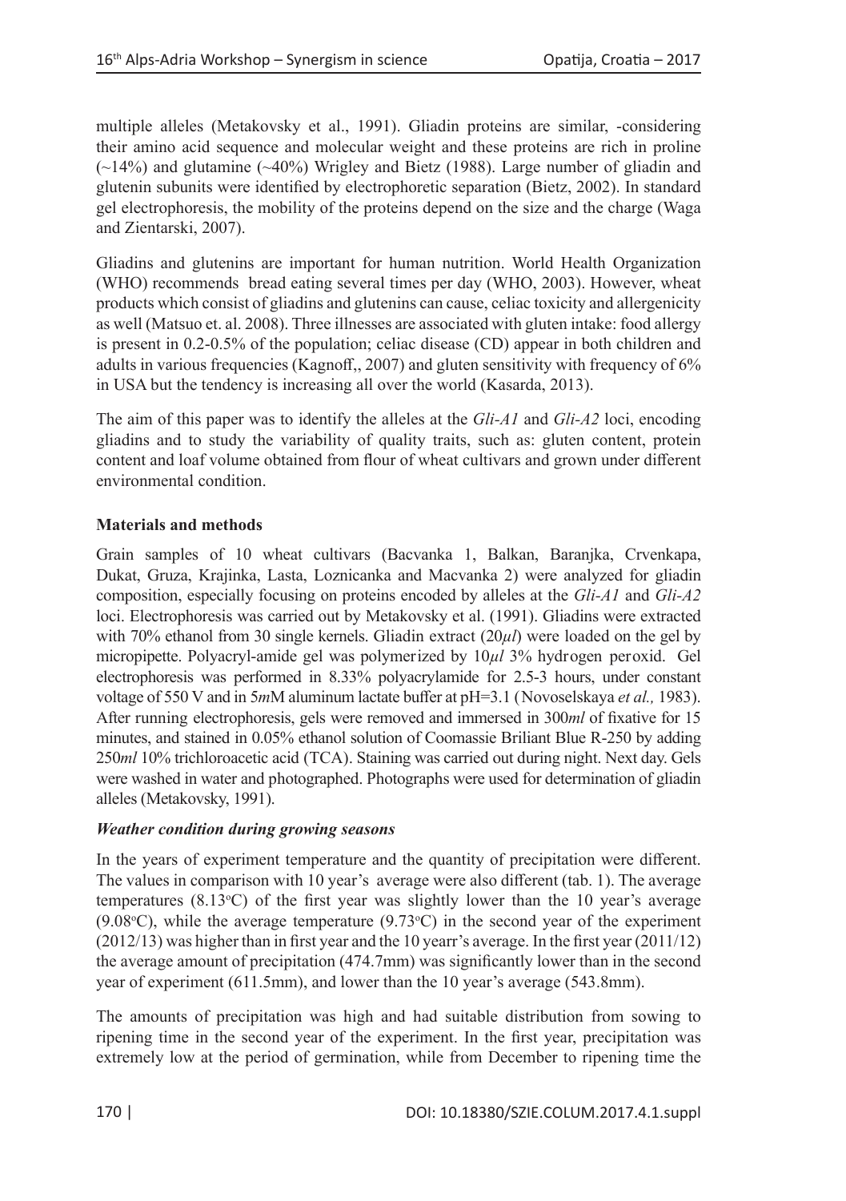multiple alleles (Metakovsky et al., 1991). Gliadin proteins are similar, -considering their amino acid sequence and molecular weight and these proteins are rich in proline (~14%) and glutamine (~40%) Wrigley and Bietz (1988). Large number of gliadin and glutenin subunits were identified by electrophoretic separation (Bietz, 2002). In standard gel electrophoresis, the mobility of the proteins depend on the size and the charge (Waga and Zientarski, 2007).

Gliadins and glutenins are important for human nutrition. World Health Organization (WHO) recommends bread eating several times per day (WHO, 2003). However, wheat products which consist of gliadins and glutenins can cause, celiac toxicity and allergenicity as well (Matsuo et. al. 2008). Three illnesses are associated with gluten intake: food allergy is present in 0.2-0.5% of the population; celiac disease (CD) appear in both children and adults in various frequencies (Kagnoff,, 2007) and gluten sensitivity with frequency of 6% in USA but the tendency is increasing all over the world (Kasarda, 2013).

The aim of this paper was to identify the alleles at the *Gli-A1* and *Gli-A2* loci, encoding gliadins and to study the variability of quality traits, such as: gluten content, protein content and loaf volume obtained from flour of wheat cultivars and grown under different environmental condition.

## Materials and methods

Grain samples of 10 wheat cultivars (Bacvanka 1, Balkan, Baranjka, Crvenkapa, Dukat, Gruza, Krajinka, Lasta, Loznicanka and Macvanka 2) were analyzed for gliadin composition, especially focusing on proteins encoded by alleles at the *Gli-A1* and *Gli-A2* loci. Electrophoresis was carried out by Metakovsky et al. (1991). Gliadins were extracted with 70% ethanol from 30 single kernels. Gliadin extract (20*μl*) were loaded on the gel by micropipette. Polyacryl-amide gel was polymerized by 10*μl* 3% hydrogen peroxid. Gel electrophoresis was performed in 8.33% polyacrylamide for 2.5-3 hours, under constant voltage of 550 V and in 5*m*M aluminum lactate buffer at pH=3.1 (Novoselskaya *et al.,* 1983). After running electrophoresis, gels were removed and immersed in 300*ml* of fixative for 15 minutes, and stained in 0.05% ethanol solution of Coomassie Briliant Blue R-250 by adding 250*ml* 10% trichloroacetic acid (TCA). Staining was carried out during night. Next day. Gels were washed in water and photographed. Photographs were used for determination of gliadin alleles (Metakovsky, 1991).

### *Weather condition during growing seasons*

In the years of experiment temperature and the quantity of precipitation were different. The values in comparison with 10 year's average were also different (tab. 1). The average temperatures (8.13°C) of the first year was slightly lower than the 10 year's average (9.08°C), while the average temperature (9.73°C) in the second year of the experiment (2012/13) was higher than in first year and the 10 yearr's average. In the first year (2011/12) the average amount of precipitation (474.7mm) was significantly lower than in the second year of experiment (611.5mm), and lower than the 10 year's average (543.8mm).

The amounts of precipitation was high and had suitable distribution from sowing to ripening time in the second year of the experiment. In the first year, precipitation was extremely low at the period of germination, while from December to ripening time the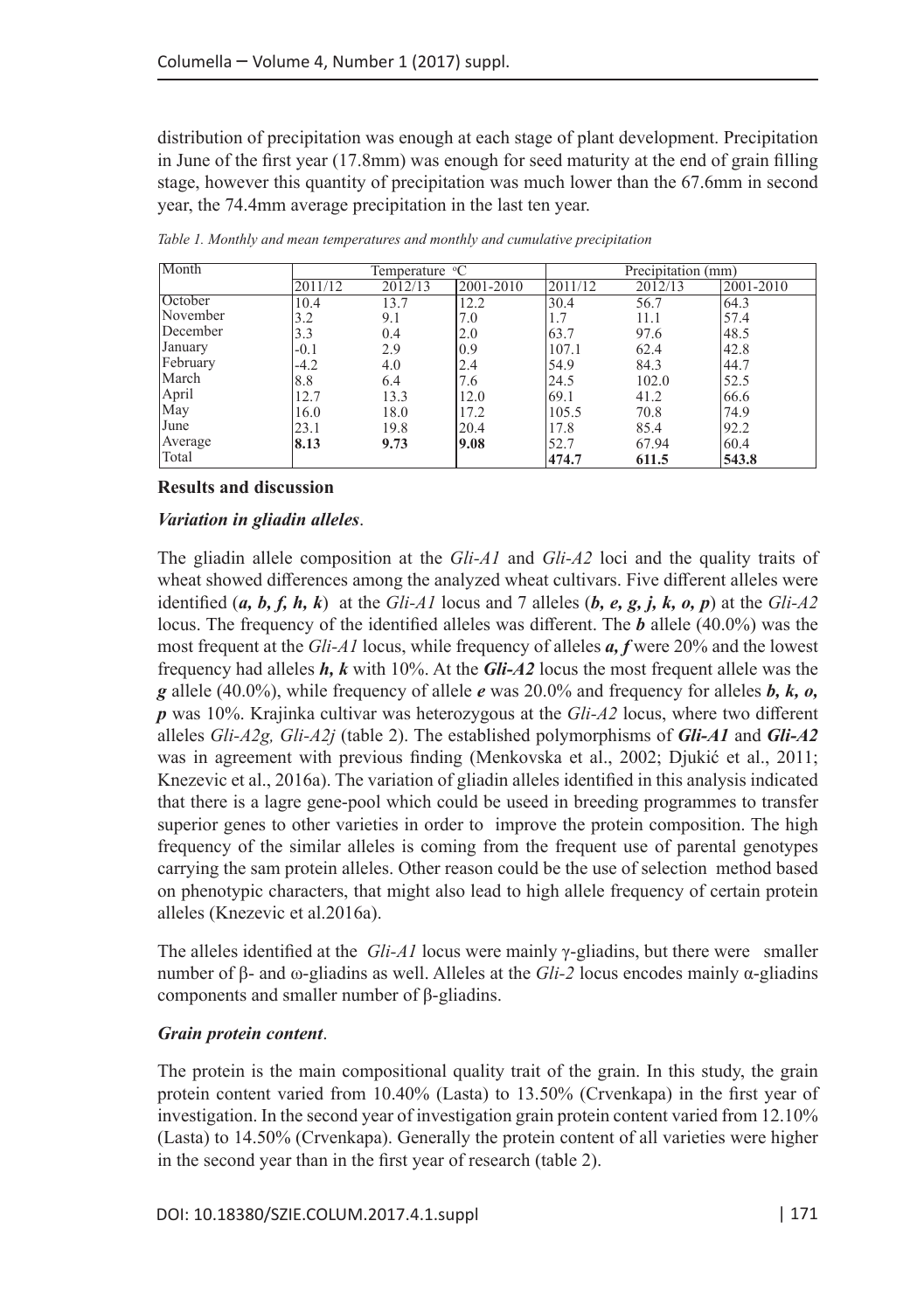distribution of precipitation was enough at each stage of plant development. Precipitation in June of the first year (17.8mm) was enough for seed maturity at the end of grain filling stage, however this quantity of precipitation was much lower than the 67.6mm in second year, the 74.4mm average precipitation in the last ten year.

*Table 1. Monthly and mean temperatures and monthly and cumulative precipitation*

| Month | Temperature °C | | | Precipitation (mm) | | |
|---|---|---|---|---|---|---|
| | 2011/12 | 2012/13 | 2001-2010 | 2011/12 | 2012/13 | 2001-2010 |
| October | 10.4 | 13.7 | 12.2 | 30.4 | 56.7 | 64.3 |
| November | 3.2 | 9.1 | 7.0 | 1.7 | 11.1 | 57.4 |
| December | 3.3 | 0.4 | 2.0 | 63.7 | 97.6 | 48.5 |
| January | -0.1 | 2.9 | 0.9 | 107.1 | 62.4 | 42.8 |
| February | -4.2 | 4.0 | 2.4 | 54.9 | 84.3 | 44.7 |
| March | 8.8 | 6.4 | 7.6 | 24.5 | 102.0 | 52.5 |
| April | 12.7 | 13.3 | 12.0 | 69.1 | 41.2 | 66.6 |
| May | 16.0 | 18.0 | 17.2 | 105.5 | 70.8 | 74.9 |
| June | 23.1 | 19.8 | 20.4 | 17.8 | 85.4 | 92.2 |
| Average | **8.13** | **9.73** | **9.08** | 52.7 | 67.94 | 60.4 |
| Total | | | | **474.7** | **611.5** | **543.8** |

**Results and discussion**

***Variation in gliadin alleles*.**

The gliadin allele composition at the *Gli-A1* and *Gli-A2* loci and the quality traits of wheat showed differences among the analyzed wheat cultivars. Five different alleles were identified (***a, b, f, h, k***) at the *Gli-A1* locus and 7 alleles (***b, e, g, j, k, o, p***) at the *Gli-A2* locus. The frequency of the identified alleles was different. The ***b*** allele (40.0%) was the most frequent at the *Gli-A1* locus, while frequency of alleles ***a, f*** were 20% and the lowest frequency had alleles ***h, k*** with 10%. At the ***Gli-A2*** locus the most frequent allele was the ***g*** allele (40.0%), while frequency of allele ***e*** was 20.0% and frequency for alleles ***b, k, o, p*** was 10%. Krajinka cultivar was heterozygous at the *Gli-A2* locus, where two different alleles *Gli-A2g, Gli-A2j* (table 2). The established polymorphisms of ***Gli-A1*** and ***Gli-A2*** was in agreement with previous finding (Menkovska et al., 2002; Djukić et al., 2011; Knezevic et al., 2016a). The variation of gliadin alleles identified in this analysis indicated that there is a lagre gene-pool which could be useed in breeding programmes to transfer superior genes to other varieties in order to improve the protein composition. The high frequency of the similar alleles is coming from the frequent use of parental genotypes carrying the sam protein alleles. Other reason could be the use of selection method based on phenotypic characters, that might also lead to high allele frequency of certain protein alleles (Knezevic et al.2016a).

The alleles identified at the *Gli-A1* locus were mainly γ-gliadins, but there were smaller number of β- and ω-gliadins as well. Alleles at the *Gli-2* locus encodes mainly α-gliadins components and smaller number of β-gliadins.

***Grain protein content*.**

The protein is the main compositional quality trait of the grain. In this study, the grain protein content varied from 10.40% (Lasta) to 13.50% (Crvenkapa) in the first year of investigation. In the second year of investigation grain protein content varied from 12.10% (Lasta) to 14.50% (Crvenkapa). Generally the protein content of all varieties were higher in the second year than in the first year of research (table 2).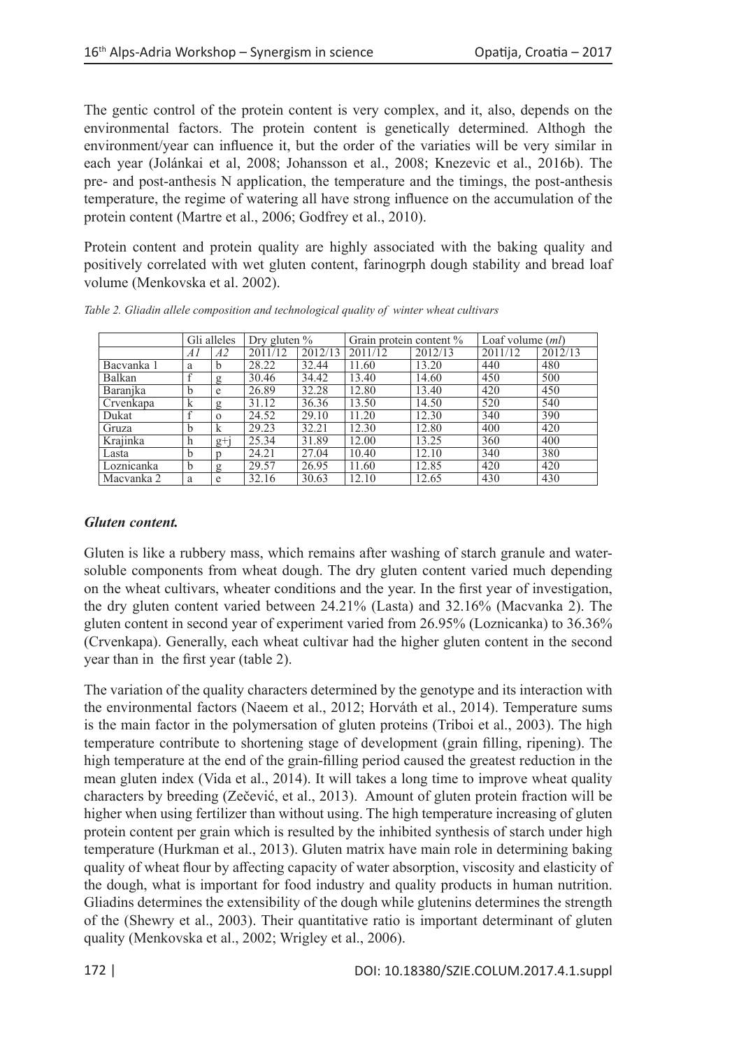The gentic control of the protein content is very complex, and it, also, depends on the environmental factors. The protein content is genetically determined. Althogh the environment/year can influence it, but the order of the variaties will be very similar in each year (Jolánkai et al, 2008; Johansson et al., 2008; Knezevic et al., 2016b). The pre- and post-anthesis N application, the temperature and the timings, the post-anthesis temperature, the regime of watering all have strong influence on the accumulation of the protein content (Martre et al., 2006; Godfrey et al., 2010).

Protein content and protein quality are highly associated with the baking quality and positively correlated with wet gluten content, farinogrph dough stability and bread loaf volume (Menkovska et al. 2002).

*Table 2. Gliadin allele composition and technological quality of winter wheat cultivars*

| | Gli alleles | | Dry gluten % | | Grain protein content % | | Loaf volume (*ml*) | |
|---|---|---|---|---|---|---|---|---|
| | *A1* | *A2* | 2011/12 | 2012/13 | 2011/12 | 2012/13 | 2011/12 | 2012/13 |
| Bacvanka 1 | a | b | 28.22 | 32.44 | 11.60 | 13.20 | 440 | 480 |
| Balkan | f | g | 30.46 | 34.42 | 13.40 | 14.60 | 450 | 500 |
| Baranjka | b | e | 26.89 | 32.28 | 12.80 | 13.40 | 420 | 450 |
| Crvenkapa | k | g | 31.12 | 36.36 | 13.50 | 14.50 | 520 | 540 |
| Dukat | f | o | 24.52 | 29.10 | 11.20 | 12.30 | 340 | 390 |
| Gruza | b | k | 29.23 | 32.21 | 12.30 | 12.80 | 400 | 420 |
| Krajinka | h | g+j | 25.34 | 31.89 | 12.00 | 13.25 | 360 | 400 |
| Lasta | b | p | 24.21 | 27.04 | 10.40 | 12.10 | 340 | 380 |
| Loznicanka | b | g | 29.57 | 26.95 | 11.60 | 12.85 | 420 | 420 |
| Macvanka 2 | a | e | 32.16 | 30.63 | 12.10 | 12.65 | 430 | 430 |

***Gluten content.***

Gluten is like a rubbery mass, which remains after washing of starch granule and water-soluble components from wheat dough. The dry gluten content varied much depending on the wheat cultivars, wheater conditions and the year. In the first year of investigation, the dry gluten content varied between 24.21% (Lasta) and 32.16% (Macvanka 2). The gluten content in second year of experiment varied from 26.95% (Loznicanka) to 36.36% (Crvenkapa). Generally, each wheat cultivar had the higher gluten content in the second year than in the first year (table 2).

The variation of the quality characters determined by the genotype and its interaction with the environmental factors (Naeem et al., 2012; Horváth et al., 2014). Temperature sums is the main factor in the polymersation of gluten proteins (Triboi et al., 2003). The high temperature contribute to shortening stage of development (grain filling, ripening). The high temperature at the end of the grain-filling period caused the greatest reduction in the mean gluten index (Vida et al., 2014). It will takes a long time to improve wheat quality characters by breeding (Zečević, et al., 2013). Amount of gluten protein fraction will be higher when using fertilizer than without using. The high temperature increasing of gluten protein content per grain which is resulted by the inhibited synthesis of starch under high temperature (Hurkman et al., 2013). Gluten matrix have main role in determining baking quality of wheat flour by affecting capacity of water absorption, viscosity and elasticity of the dough, what is important for food industry and quality products in human nutrition. Gliadins determines the extensibility of the dough while glutenins determines the strength of the (Shewry et al., 2003). Their quantitative ratio is important determinant of gluten quality (Menkovska et al., 2002; Wrigley et al., 2006).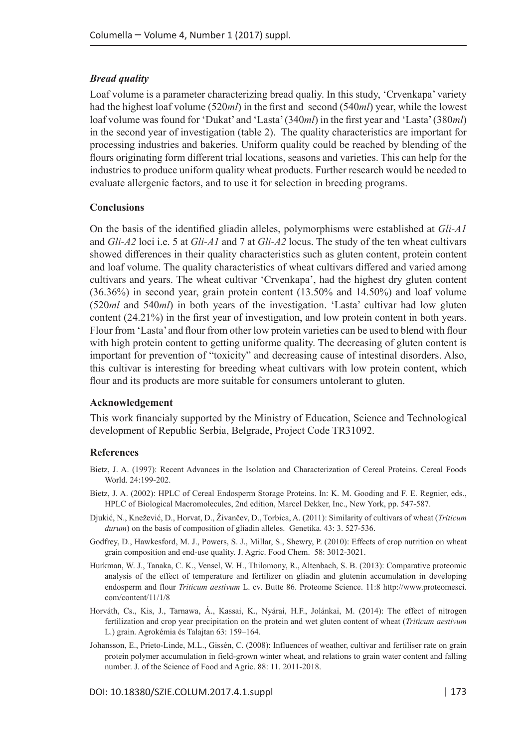### *Bread quality*

Loaf volume is a parameter characterizing bread qualiy. In this study, 'Crvenkapa' variety had the highest loaf volume (520*ml*) in the first and second (540*ml*) year, while the lowest loaf volume was found for 'Dukat' and 'Lasta' (340*ml*) in the first year and 'Lasta' (380*ml*) in the second year of investigation (table 2). The quality characteristics are important for processing industries and bakeries. Uniform quality could be reached by blending of the flours originating form different trial locations, seasons and varieties. This can help for the industries to produce uniform quality wheat products. Further research would be needed to evaluate allergenic factors, and to use it for selection in breeding programs.

### Conclusions

On the basis of the identified gliadin alleles, polymorphisms were established at *Gli-A1* and *Gli-A2* loci i.e. 5 at *Gli-A1* and 7 at *Gli-A2* locus. The study of the ten wheat cultivars showed differences in their quality characteristics such as gluten content, protein content and loaf volume. The quality characteristics of wheat cultivars differed and varied among cultivars and years. The wheat cultivar 'Crvenkapa', had the highest dry gluten content (36.36%) in second year, grain protein content (13.50% and 14.50%) and loaf volume (520*ml* and 540*ml*) in both years of the investigation. 'Lasta' cultivar had low gluten content (24.21%) in the first year of investigation, and low protein content in both years. Flour from 'Lasta' and flour from other low protein varieties can be used to blend with flour with high protein content to getting uniforme quality. The decreasing of gluten content is important for prevention of "toxicity" and decreasing cause of intestinal disorders. Also, this cultivar is interesting for breeding wheat cultivars with low protein content, which flour and its products are more suitable for consumers untolerant to gluten.

### Acknowledgement

This work financialy supported by the Ministry of Education, Science and Technological development of Republic Serbia, Belgrade, Project Code TR31092.

### References

Bietz, J. A. (1997): Recent Advances in the Isolation and Characterization of Cereal Proteins. Cereal Foods World. 24:199-202.

Bietz, J. A. (2002): HPLC of Cereal Endosperm Storage Proteins. In: K. M. Gooding and F. E. Regnier, eds., HPLC of Biological Macromolecules, 2nd edition, Marcel Dekker, Inc., New York, pp. 547-587.

Djukić, N., Knežević, D., Horvat, D., Živančev, D., Torbica, A. (2011): Similarity of cultivars of wheat (*Triticum durum*) on the basis of composition of gliadin alleles. Genetika. 43: 3. 527-536.

Godfrey, D., Hawkesford, M. J., Powers, S. J., Millar, S., Shewry, P. (2010): Effects of crop nutrition on wheat grain composition and end-use quality. J. Agric. Food Chem. 58: 3012-3021.

Hurkman, W. J., Tanaka, C. K., Vensel, W. H., Thilomony, R., Altenbach, S. B. (2013): Comparative proteomic analysis of the effect of temperature and fertilizer on gliadin and glutenin accumulation in developing endosperm and flour *Triticum aestivum* L. cv. Butte 86. Proteome Science. 11:8 http://www.proteomesci.com/content/11/1/8

Horváth, Cs., Kis, J., Tarnawa, Á., Kassai, K., Nyárai, H.F., Jolánkai, M. (2014): The effect of nitrogen fertilization and crop year precipitation on the protein and wet gluten content of wheat (*Triticum aestivum* L.) grain. Agrokémia és Talajtan 63: 159–164.

Johansson, E., Prieto-Linde, M.L., Gissén, C. (2008): Influences of weather, cultivar and fertiliser rate on grain protein polymer accumulation in field-grown winter wheat, and relations to grain water content and falling number. J. of the Science of Food and Agric. 88: 11. 2011-2018.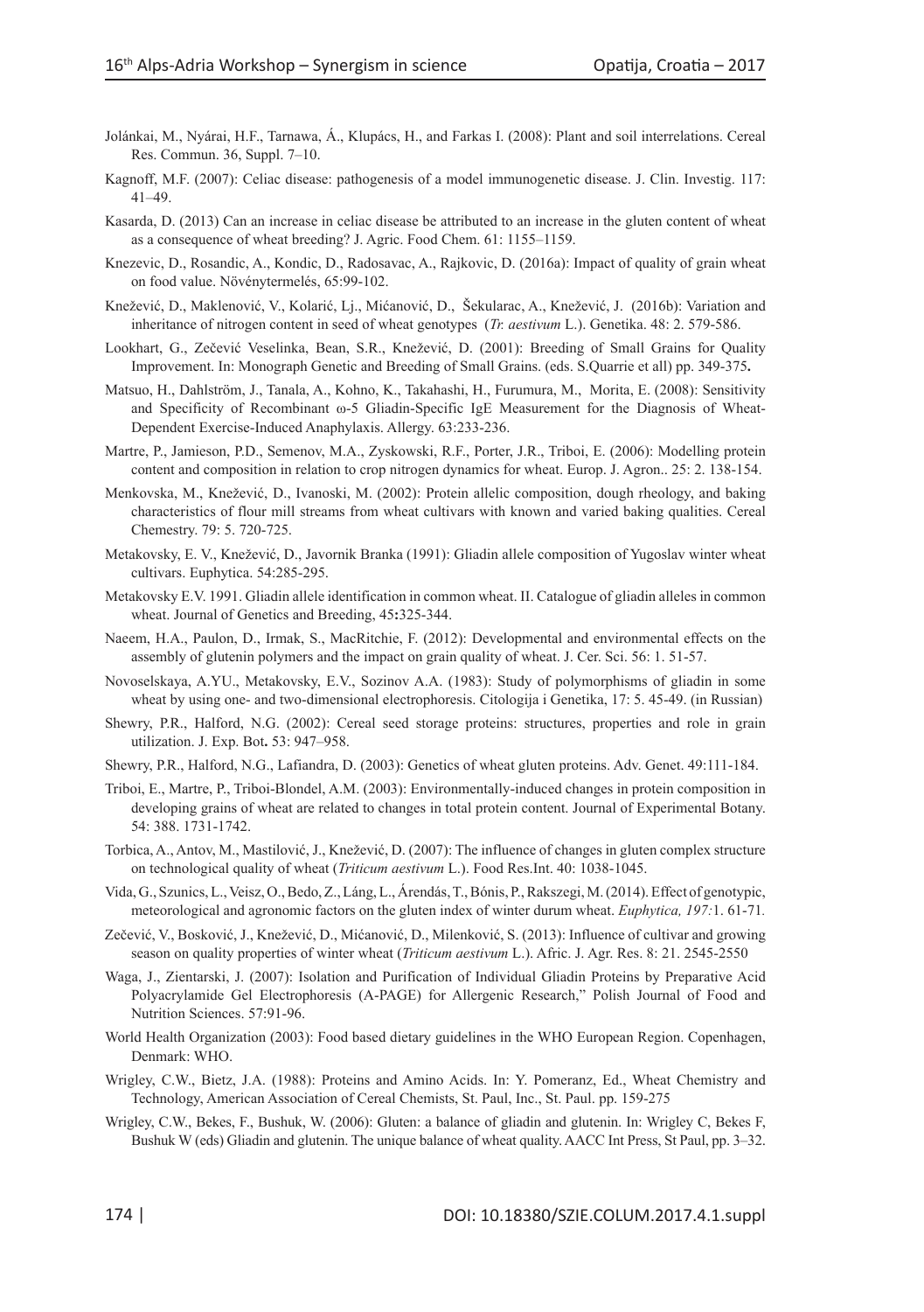Jolánkai, M., Nyárai, H.F., Tarnawa, Á., Klupács, H., and Farkas I. (2008): Plant and soil interrelations. Cereal Res. Commun. 36, Suppl. 7–10.

Kagnoff, M.F. (2007): Celiac disease: pathogenesis of a model immunogenetic disease. J. Clin. Investig. 117: 41–49.

Kasarda, D. (2013) Can an increase in celiac disease be attributed to an increase in the gluten content of wheat as a consequence of wheat breeding? J. Agric. Food Chem. 61: 1155–1159.

Knezevic, D., Rosandic, A., Kondic, D., Radosavac, A., Rajkovic, D. (2016a): Impact of quality of grain wheat on food value. Növénytermelés, 65:99-102.

Knežević, D., Maklenović, V., Kolarić, Lj., Mićanović, D., Šekularac, A., Knežević, J. (2016b): Variation and inheritance of nitrogen content in seed of wheat genotypes (*Tr. aestivum* L.). Genetika. 48: 2. 579-586.

Lookhart, G., Zečević Veselinka, Bean, S.R., Knežević, D. (2001): Breeding of Small Grains for Quality Improvement. In: Monograph Genetic and Breeding of Small Grains. (eds. S.Quarrie et all) pp. 349-375**.**

Matsuo, H., Dahlström, J., Tanala, A., Kohno, K., Takahashi, H., Furumura, M., Morita, E. (2008): Sensitivity and Specificity of Recombinant ω-5 Gliadin-Specific IgE Measurement for the Diagnosis of Wheat-Dependent Exercise-Induced Anaphylaxis. Allergy. 63:233-236.

Martre, P., Jamieson, P.D., Semenov, M.A., Zyskowski, R.F., Porter, J.R., Triboi, E. (2006): Modelling protein content and composition in relation to crop nitrogen dynamics for wheat. Europ. J. Agron.. 25: 2. 138-154.

Menkovska, M., Knežević, D., Ivanoski, M. (2002): Protein allelic composition, dough rheology, and baking characteristics of flour mill streams from wheat cultivars with known and varied baking qualities. Cereal Chemestry. 79: 5. 720-725.

Metakovsky, E. V., Knežević, D., Javornik Branka (1991): Gliadin allele composition of Yugoslav winter wheat cultivars. Euphytica. 54:285-295.

Metakovsky E.V. 1991. Gliadin allele identification in common wheat. II. Catalogue of gliadin alleles in common wheat. Journal of Genetics and Breeding, 45**:**325-344.

Naeem, H.A., Paulon, D., Irmak, S., MacRitchie, F. (2012): Developmental and environmental effects on the assembly of glutenin polymers and the impact on grain quality of wheat. J. Cer. Sci. 56: 1. 51-57.

Novoselskaya, A.YU., Metakovsky, E.V., Sozinov A.A. (1983): Study of polymorphisms of gliadin in some wheat by using one- and two-dimensional electrophoresis. Citologija i Genetika, 17: 5. 45-49. (in Russian)

Shewry, P.R., Halford, N.G. (2002): Cereal seed storage proteins: structures, properties and role in grain utilization. J. Exp. Bot**.** 53: 947–958.

Shewry, P.R., Halford, N.G., Lafiandra, D. (2003): Genetics of wheat gluten proteins. Adv. Genet. 49:111-184.

Triboi, E., Martre, P., Triboi-Blondel, A.M. (2003): Environmentally-induced changes in protein composition in developing grains of wheat are related to changes in total protein content. Journal of Experimental Botany. 54: 388. 1731-1742.

Torbica, A., Antov, M., Mastilović, J., Knežević, D. (2007): The influence of changes in gluten complex structure on technological quality of wheat (*Triticum aestivum* L.). Food Res.Int. 40: 1038-1045.

Vida, G., Szunics, L., Veisz, O., Bedo, Z., Láng, L., Árendás, T., Bónis, P., Rakszegi, M. (2014). Effect of genotypic, meteorological and agronomic factors on the gluten index of winter durum wheat. *Euphytica, 197:*1. 61-71*.*

Zečević, V., Bosković, J., Knežević, D., Mićanović, D., Milenković, S. (2013): Influence of cultivar and growing season on quality properties of winter wheat (*Triticum aestivum* L.). Afric. J. Agr. Res. 8: 21. 2545-2550

Waga, J., Zientarski, J. (2007): Isolation and Purification of Individual Gliadin Proteins by Preparative Acid Polyacrylamide Gel Electrophoresis (A-PAGE) for Allergenic Research," Polish Journal of Food and Nutrition Sciences. 57:91-96.

World Health Organization (2003): Food based dietary guidelines in the WHO European Region. Copenhagen, Denmark: WHO.

Wrigley, C.W., Bietz, J.A. (1988): Proteins and Amino Acids. In: Y. Pomeranz, Ed., Wheat Chemistry and Technology, American Association of Cereal Chemists, St. Paul, Inc., St. Paul. pp. 159-275

Wrigley, C.W., Bekes, F., Bushuk, W. (2006): Gluten: a balance of gliadin and glutenin. In: Wrigley C, Bekes F, Bushuk W (eds) Gliadin and glutenin. The unique balance of wheat quality. AACC Int Press, St Paul, pp. 3–32.